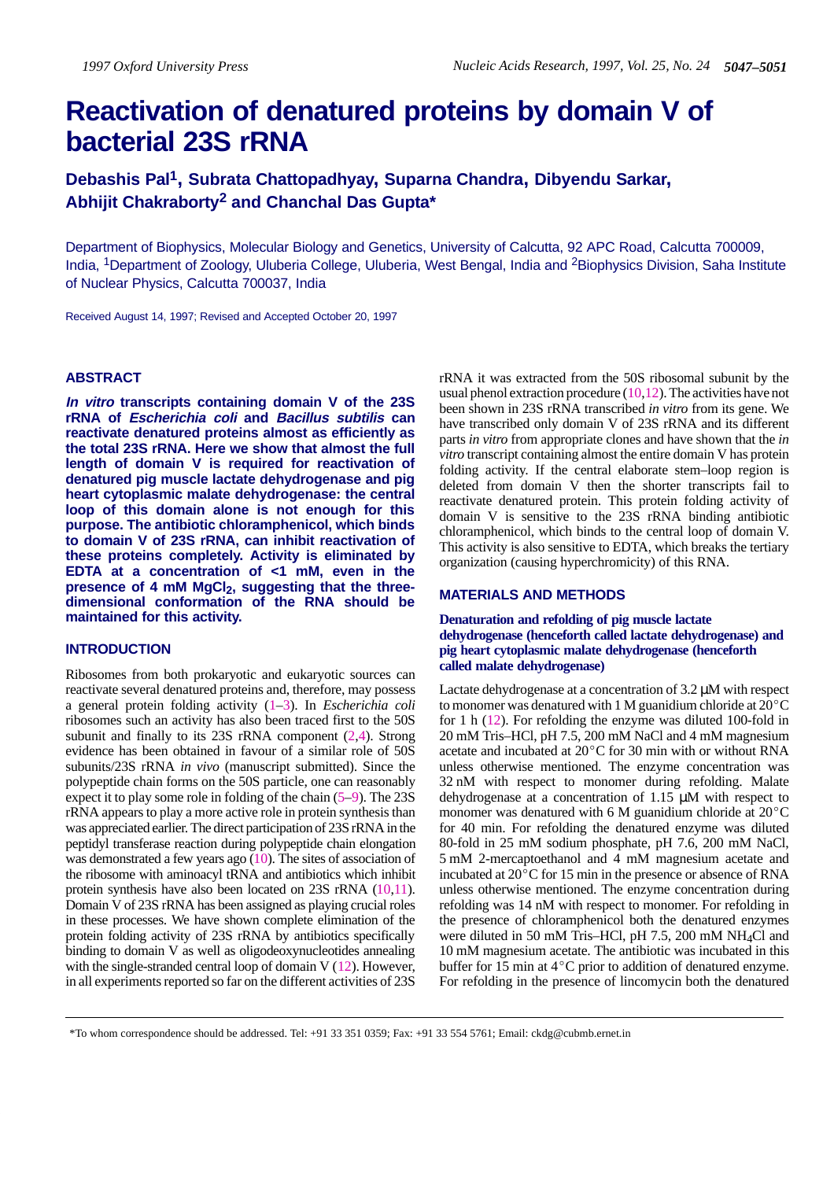# Reactivation of denatured proteins by domain V of bacterial 23S rRNA

**Debashis Pal[1], Subrata Chattopadhyay, Suparna Chandra, Dibyendu Sarkar, Abhijit Chakraborty[2] and Chanchal Das Gupta***

Department of Biophysics, Molecular Biology and Genetics, University of Calcutta, 92 APC Road, Calcutta 700009, India, [1]Department of Zoology, Uluberia College, Uluberia, West Bengal, India and [2]Biophysics Division, Saha Institute of Nuclear Physics, Calcutta 700037, India

Received August 14, 1997; Revised and Accepted October 20, 1997

## ABSTRACT

***In vitro*** **transcripts containing domain V of the 23S rRNA of *Escherichia coli* and *Bacillus subtilis* can reactivate denatured proteins almost as efficiently as the total 23S rRNA. Here we show that almost the full length of domain V is required for reactivation of denatured pig muscle lactate dehydrogenase and pig heart cytoplasmic malate dehydrogenase: the central loop of this domain alone is not enough for this purpose. The antibiotic chloramphenicol, which binds to domain V of 23S rRNA, can inhibit reactivation of these proteins completely. Activity is eliminated by EDTA at a concentration of <1 mM, even in the presence of 4 mM $MgCl_2$, suggesting that the three-dimensional conformation of the RNA should be maintained for this activity.**

## INTRODUCTION

Ribosomes from both prokaryotic and eukaryotic sources can reactivate several denatured proteins and, therefore, may possess a general protein folding activity (1–3). In *Escherichia coli* ribosomes such an activity has also been traced first to the 50S subunit and finally to its 23S rRNA component (2,4). Strong evidence has been obtained in favour of a similar role of 50S subunits/23S rRNA *in vivo* (manuscript submitted). Since the polypeptide chain forms on the 50S particle, one can reasonably expect it to play some role in folding of the chain (5–9). The 23S rRNA appears to play a more active role in protein synthesis than was appreciated earlier. The direct participation of 23S rRNA in the peptidyl transferase reaction during polypeptide chain elongation was demonstrated a few years ago (10). The sites of association of the ribosome with aminoacyl tRNA and antibiotics which inhibit protein synthesis have also been located on 23S rRNA (10,11). Domain V of 23S rRNA has been assigned as playing crucial roles in these processes. We have shown complete elimination of the protein folding activity of 23S rRNA by antibiotics specifically binding to domain V as well as oligodeoxynucleotides annealing with the single-stranded central loop of domain V (12). However, in all experiments reported so far on the different activities of 23S rRNA it was extracted from the 50S ribosomal subunit by the usual phenol extraction procedure (10,12). The activities have not been shown in 23S rRNA transcribed *in vitro* from its gene. We have transcribed only domain V of 23S rRNA and its different parts *in vitro* from appropriate clones and have shown that the *in vitro* transcript containing almost the entire domain V has protein folding activity. If the central elaborate stem–loop region is deleted from domain V then the shorter transcripts fail to reactivate denatured protein. This protein folding activity of domain V is sensitive to the 23S rRNA binding antibiotic chloramphenicol, which binds to the central loop of domain V. This activity is also sensitive to EDTA, which breaks the tertiary organization (causing hyperchromicity) of this RNA.

## MATERIALS AND METHODS

### Denaturation and refolding of pig muscle lactate dehydrogenase (henceforth called lactate dehydrogenase) and pig heart cytoplasmic malate dehydrogenase (henceforth called malate dehydrogenase)

Lactate dehydrogenase at a concentration of 3.2 µM with respect to monomer was denatured with 1 M guanidium chloride at 20°C for 1 h (12). For refolding the enzyme was diluted 100-fold in 20 mM Tris–HCl, pH 7.5, 200 mM NaCl and 4 mM magnesium acetate and incubated at 20°C for 30 min with or without RNA unless otherwise mentioned. The enzyme concentration was 32 nM with respect to monomer during refolding. Malate dehydrogenase at a concentration of 1.15 µM with respect to monomer was denatured with 6 M guanidium chloride at 20°C for 40 min. For refolding the denatured enzyme was diluted 80-fold in 25 mM sodium phosphate, pH 7.6, 200 mM NaCl, 5 mM 2-mercaptoethanol and 4 mM magnesium acetate and incubated at 20°C for 15 min in the presence or absence of RNA unless otherwise mentioned. The enzyme concentration during refolding was 14 nM with respect to monomer. For refolding in the presence of chloramphenicol both the denatured enzymes were diluted in 50 mM Tris–HCl, pH 7.5, 200 mM $NH_4Cl$ and 10 mM magnesium acetate. The antibiotic was incubated in this buffer for 15 min at 4°C prior to addition of denatured enzyme. For refolding in the presence of lincomycin both the denatured

*To whom correspondence should be addressed. Tel: +91 33 351 0359; Fax: +91 33 554 5761; Email: ckdg@cubmb.ernet.in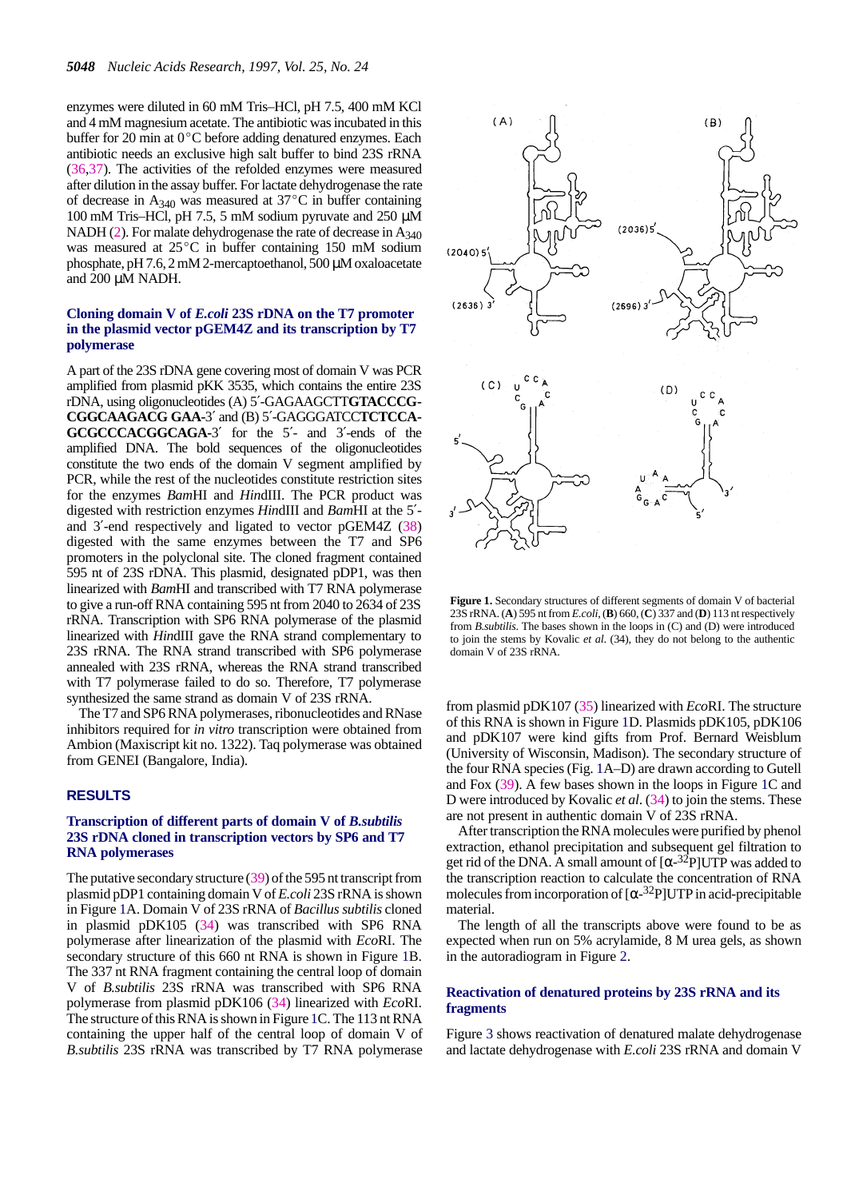enzymes were diluted in 60 mM Tris–HCl, pH 7.5, 400 mM KCl and 4 mM magnesium acetate. The antibiotic was incubated in this buffer for 20 min at 0°C before adding denatured enzymes. Each antibiotic needs an exclusive high salt buffer to bind 23S rRNA (36,37). The activities of the refolded enzymes were measured after dilution in the assay buffer. For lactate dehydrogenase the rate of decrease in $A_{340}$ was measured at 37°C in buffer containing 100 mM Tris–HCl, pH 7.5, 5 mM sodium pyruvate and 250 µM NADH (2). For malate dehydrogenase the rate of decrease in $A_{340}$ was measured at 25°C in buffer containing 150 mM sodium phosphate, pH 7.6, 2 mM 2-mercaptoethanol, 500 µM oxaloacetate and 200 µM NADH.

### Cloning domain V of *E.coli* 23S rDNA on the T7 promoter in the plasmid vector pGEM4Z and its transcription by T7 polymerase

A part of the 23S rDNA gene covering most of domain V was PCR amplified from plasmid pKK 3535, which contains the entire 23S rDNA, using oligonucleotides (A) 5′-GAGAAGCTT**GTACCCG-CGGCAAGACG GAA**-3′ and (B) 5′-GAGGGATCC**TCTCCA-GCGCCCACGGCAGA**-3′ for the 5′- and 3′-ends of the amplified DNA. The bold sequences of the oligonucleotides constitute the two ends of the domain V segment amplified by PCR, while the rest of the nucleotides constitute restriction sites for the enzymes *Bam*HI and *Hin*dIII. The PCR product was digested with restriction enzymes *Hin*dIII and *Bam*HI at the 5′- and 3′-end respectively and ligated to vector pGEM4Z (38) digested with the same enzymes between the T7 and SP6 promoters in the polyclonal site. The cloned fragment contained 595 nt of 23S rDNA. This plasmid, designated pDP1, was then linearized with *Bam*HI and transcribed with T7 RNA polymerase to give a run-off RNA containing 595 nt from 2040 to 2634 of 23S rRNA. Transcription with SP6 RNA polymerase of the plasmid linearized with *Hin*dIII gave the RNA strand complementary to 23S rRNA. The RNA strand transcribed with SP6 polymerase annealed with 23S rRNA, whereas the RNA strand transcribed with T7 polymerase failed to do so. Therefore, T7 polymerase synthesized the same strand as domain V of 23S rRNA.

The T7 and SP6 RNA polymerases, ribonucleotides and RNase inhibitors required for *in vitro* transcription were obtained from Ambion (Maxiscript kit no. 1322). Taq polymerase was obtained from GENEI (Bangalore, India).

## RESULTS

### Transcription of different parts of domain V of *B.subtilis* 23S rDNA cloned in transcription vectors by SP6 and T7 RNA polymerases

The putative secondary structure (39) of the 595 nt transcript from plasmid pDP1 containing domain V of *E.coli* 23S rRNA is shown in Figure 1A. Domain V of 23S rRNA of *Bacillus subtilis* cloned in plasmid pDK105 (34) was transcribed with SP6 RNA polymerase after linearization of the plasmid with *Eco*RI. The secondary structure of this 660 nt RNA is shown in Figure 1B. The 337 nt RNA fragment containing the central loop of domain V of *B.subtilis* 23S rRNA was transcribed with SP6 RNA polymerase from plasmid pDK106 (34) linearized with *Eco*RI. The structure of this RNA is shown in Figure 1C. The 113 nt RNA containing the upper half of the central loop of domain V of *B.subtilis* 23S rRNA was transcribed by T7 RNA polymerase from plasmid pDK107 (35) linearized with *Eco*RI. The structure of this RNA is shown in Figure 1D. Plasmids pDK105, pDK106 and pDK107 were kind gifts from Prof. Bernard Weisblum (University of Wisconsin, Madison). The secondary structure of the four RNA species (Fig. 1A–D) are drawn according to Gutell and Fox (39). A few bases shown in the loops in Figure 1C and D were introduced by Kovalic *et al*. (34) to join the stems. These are not present in authentic domain V of 23S rRNA.

**Figure 1.** Secondary structures of different segments of domain V of bacterial 23S rRNA. (**A**) 595 nt from *E.coli*, (**B**) 660, (**C**) 337 and (**D**) 113 nt respectively from *B.subtilis*. The bases shown in the loops in (C) and (D) were introduced to join the stems by Kovalic *et al*. (34), they do not belong to the authentic domain V of 23S rRNA.

After transcription the RNA molecules were purified by phenol extraction, ethanol precipitation and subsequent gel filtration to get rid of the DNA. A small amount of [$\alpha$-$^{32}$P]UTP was added to the transcription reaction to calculate the concentration of RNA molecules from incorporation of [$\alpha$-$^{32}$P]UTP in acid-precipitable material.

The length of all the transcripts above were found to be as expected when run on 5% acrylamide, 8 M urea gels, as shown in the autoradiogram in Figure 2.

### Reactivation of denatured proteins by 23S rRNA and its fragments

Figure 3 shows reactivation of denatured malate dehydrogenase and lactate dehydrogenase with *E.coli* 23S rRNA and domain V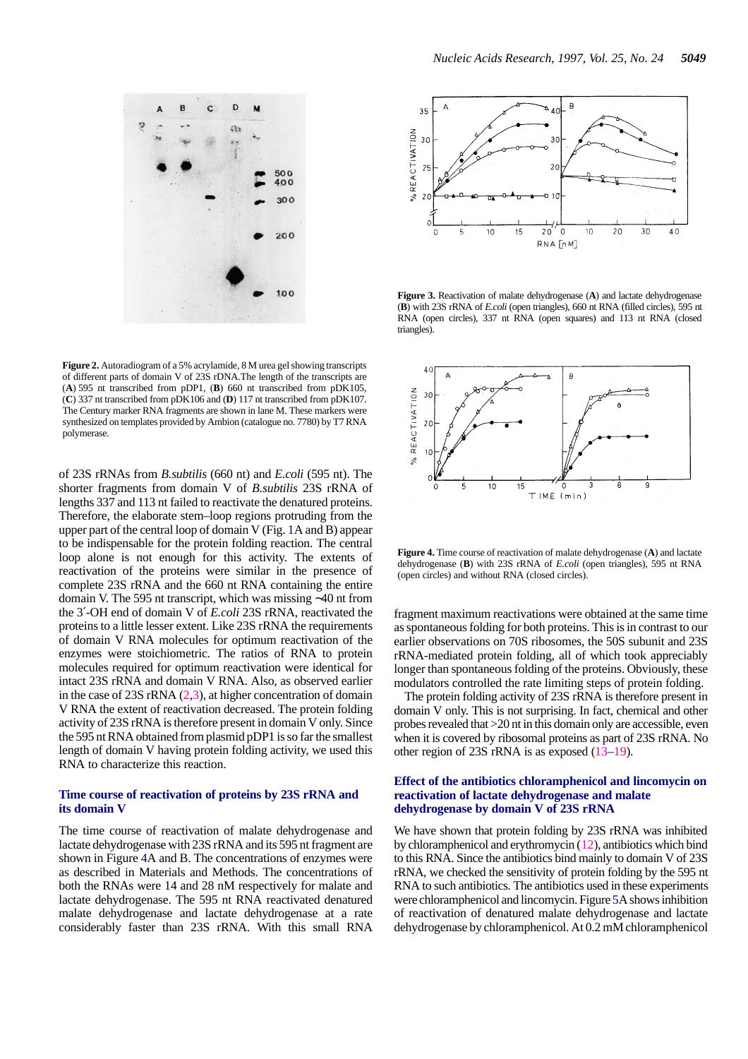**Figure 2.** Autoradiogram of a 5% acrylamide, 8 M urea gel showing transcripts of different parts of domain V of 23S rDNA.The length of the transcripts are (**A**) 595 nt transcribed from pDP1, (**B**) 660 nt transcribed from pDK105, (**C**) 337 nt transcribed from pDK106 and (**D**) 117 nt transcribed from pDK107. The Century marker RNA fragments are shown in lane M. These markers were synthesized on templates provided by Ambion (catalogue no. 7780) by T7 RNA polymerase.

**Figure 3.** Reactivation of malate dehydrogenase (**A**) and lactate dehydrogenase (**B**) with 23S rRNA of *E.coli* (open triangles), 660 nt RNA (filled circles), 595 nt RNA (open circles), 337 nt RNA (open squares) and 113 nt RNA (closed triangles).

**Figure 4.** Time course of reactivation of malate dehydrogenase (**A**) and lactate dehydrogenase (**B**) with 23S rRNA of *E.coli* (open triangles), 595 nt RNA (open circles) and without RNA (closed circles).

of 23S rRNAs from *B.subtilis* (660 nt) and *E.coli* (595 nt). The shorter fragments from domain V of *B.subtilis* 23S rRNA of lengths 337 and 113 nt failed to reactivate the denatured proteins. Therefore, the elaborate stem–loop regions protruding from the upper part of the central loop of domain V (Fig. 1A and B) appear to be indispensable for the protein folding reaction. The central loop alone is not enough for this activity. The extents of reactivation of the proteins were similar in the presence of complete 23S rRNA and the 660 nt RNA containing the entire domain V. The 595 nt transcript, which was missing ~40 nt from the 3′-OH end of domain V of *E.coli* 23S rRNA, reactivated the proteins to a little lesser extent. Like 23S rRNA the requirements of domain V RNA molecules for optimum reactivation of the enzymes were stoichiometric. The ratios of RNA to protein molecules required for optimum reactivation were identical for intact 23S rRNA and domain V RNA. Also, as observed earlier in the case of 23S rRNA (2,3), at higher concentration of domain V RNA the extent of reactivation decreased. The protein folding activity of 23S rRNA is therefore present in domain V only. Since the 595 nt RNA obtained from plasmid pDP1 is so far the smallest length of domain V having protein folding activity, we used this RNA to characterize this reaction.

## Time course of reactivation of proteins by 23S rRNA and its domain V

The time course of reactivation of malate dehydrogenase and lactate dehydrogenase with 23S rRNA and its 595 nt fragment are shown in Figure 4A and B. The concentrations of enzymes were as described in Materials and Methods. The concentrations of both the RNAs were 14 and 28 nM respectively for malate and lactate dehydrogenase. The 595 nt RNA reactivated denatured malate dehydrogenase and lactate dehydrogenase at a rate considerably faster than 23S rRNA. With this small RNA fragment maximum reactivations were obtained at the same time as spontaneous folding for both proteins. This is in contrast to our earlier observations on 70S ribosomes, the 50S subunit and 23S rRNA-mediated protein folding, all of which took appreciably longer than spontaneous folding of the proteins. Obviously, these modulators controlled the rate limiting steps of protein folding.

The protein folding activity of 23S rRNA is therefore present in domain V only. This is not surprising. In fact, chemical and other probes revealed that >20 nt in this domain only are accessible, even when it is covered by ribosomal proteins as part of 23S rRNA. No other region of 23S rRNA is as exposed (13–19).

## Effect of the antibiotics chloramphenicol and lincomycin on reactivation of lactate dehydrogenase and malate dehydrogenase by domain V of 23S rRNA

We have shown that protein folding by 23S rRNA was inhibited by chloramphenicol and erythromycin (12), antibiotics which bind to this RNA. Since the antibiotics bind mainly to domain V of 23S rRNA, we checked the sensitivity of protein folding by the 595 nt RNA to such antibiotics. The antibiotics used in these experiments were chloramphenicol and lincomycin. Figure 5A shows inhibition of reactivation of denatured malate dehydrogenase and lactate dehydrogenase by chloramphenicol. At 0.2 mM chloramphenicol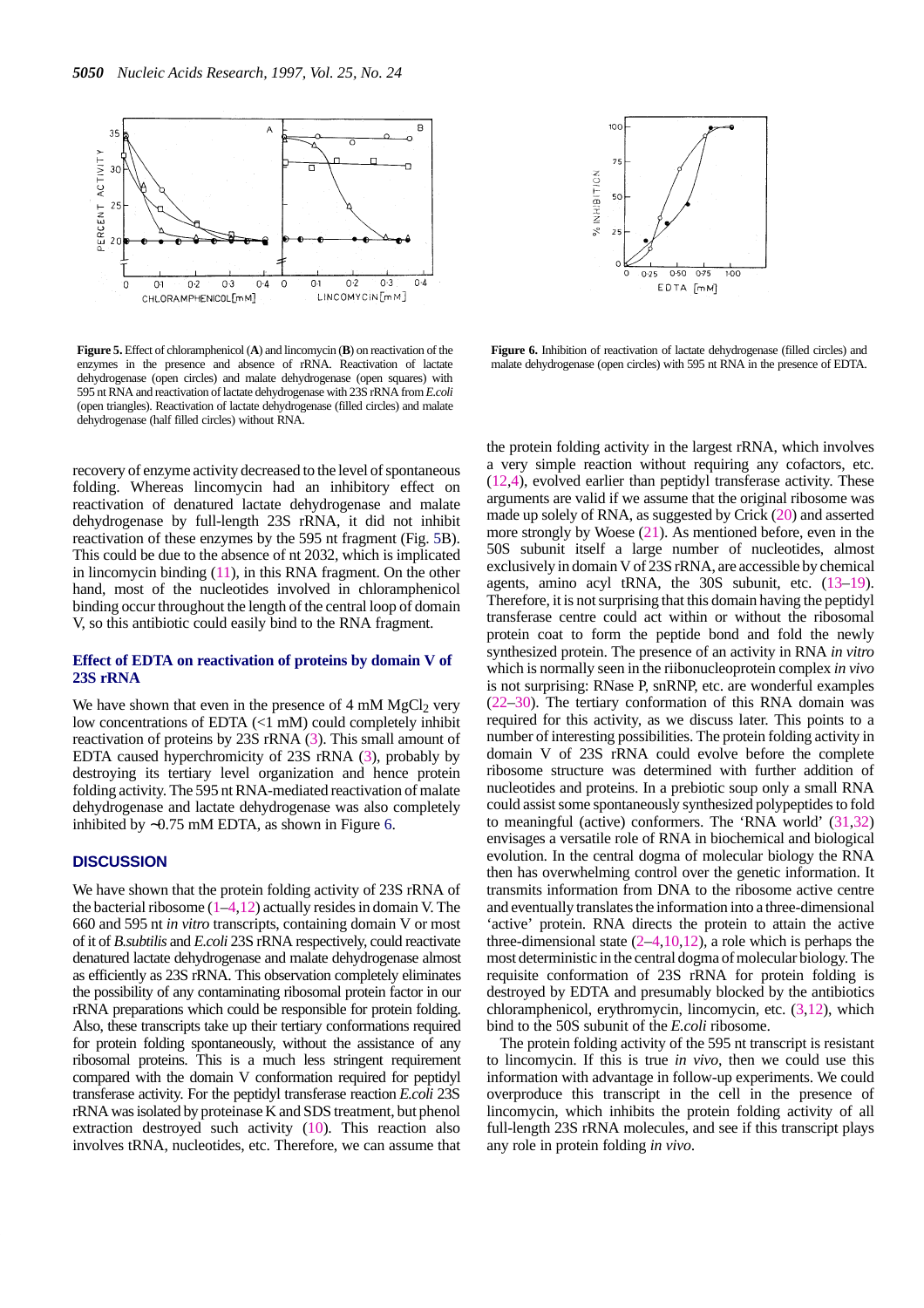**Figure 5.** Effect of chloramphenicol (**A**) and lincomycin (**B**) on reactivation of the enzymes in the presence and absence of rRNA. Reactivation of lactate dehydrogenase (open circles) and malate dehydrogenase (open squares) with 595 nt RNA and reactivation of lactate dehydrogenase with 23S rRNA from *E.coli* (open triangles). Reactivation of lactate dehydrogenase (filled circles) and malate dehydrogenase (half filled circles) without RNA.

**Figure 6.** Inhibition of reactivation of lactate dehydrogenase (filled circles) and malate dehydrogenase (open circles) with 595 nt RNA in the presence of EDTA.

recovery of enzyme activity decreased to the level of spontaneous folding. Whereas lincomycin had an inhibitory effect on reactivation of denatured lactate dehydrogenase and malate dehydrogenase by full-length 23S rRNA, it did not inhibit reactivation of these enzymes by the 595 nt fragment (Fig. 5B). This could be due to the absence of nt 2032, which is implicated in lincomycin binding (11), in this RNA fragment. On the other hand, most of the nucleotides involved in chloramphenicol binding occur throughout the length of the central loop of domain V, so this antibiotic could easily bind to the RNA fragment.

### Effect of EDTA on reactivation of proteins by domain V of 23S rRNA

We have shown that even in the presence of 4 mM $MgCl_2$ very low concentrations of EDTA (<1 mM) could completely inhibit reactivation of proteins by 23S rRNA (3). This small amount of EDTA caused hyperchromicity of 23S rRNA (3), probably by destroying its tertiary level organization and hence protein folding activity. The 595 nt RNA-mediated reactivation of malate dehydrogenase and lactate dehydrogenase was also completely inhibited by ~0.75 mM EDTA, as shown in Figure 6.

## DISCUSSION

We have shown that the protein folding activity of 23S rRNA of the bacterial ribosome (1–4,12) actually resides in domain V. The 660 and 595 nt *in vitro* transcripts, containing domain V or most of it of *B.subtilis* and *E.coli* 23S rRNA respectively, could reactivate denatured lactate dehydrogenase and malate dehydrogenase almost as efficiently as 23S rRNA. This observation completely eliminates the possibility of any contaminating ribosomal protein factor in our rRNA preparations which could be responsible for protein folding. Also, these transcripts take up their tertiary conformations required for protein folding spontaneously, without the assistance of any ribosomal proteins. This is a much less stringent requirement compared with the domain V conformation required for peptidyl transferase activity. For the peptidyl transferase reaction *E.coli* 23S rRNA was isolated by proteinase K and SDS treatment, but phenol extraction destroyed such activity (10). This reaction also involves tRNA, nucleotides, etc. Therefore, we can assume that the protein folding activity in the largest rRNA, which involves a very simple reaction without requiring any cofactors, etc. (12,4), evolved earlier than peptidyl transferase activity. These arguments are valid if we assume that the original ribosome was made up solely of RNA, as suggested by Crick (20) and asserted more strongly by Woese (21). As mentioned before, even in the 50S subunit itself a large number of nucleotides, almost exclusively in domain V of 23S rRNA, are accessible by chemical agents, amino acyl tRNA, the 30S subunit, etc. (13–19). Therefore, it is not surprising that this domain having the peptidyl transferase centre could act within or without the ribosomal protein coat to form the peptide bond and fold the newly synthesized protein. The presence of an activity in RNA *in vitro* which is normally seen in the riibonucleoprotein complex *in vivo* is not surprising: RNase P, snRNP, etc. are wonderful examples (22–30). The tertiary conformation of this RNA domain was required for this activity, as we discuss later. This points to a number of interesting possibilities. The protein folding activity in domain V of 23S rRNA could evolve before the complete ribosome structure was determined with further addition of nucleotides and proteins. In a prebiotic soup only a small RNA could assist some spontaneously synthesized polypeptides to fold to meaningful (active) conformers. The 'RNA world' (31,32) envisages a versatile role of RNA in biochemical and biological evolution. In the central dogma of molecular biology the RNA then has overwhelming control over the genetic information. It transmits information from DNA to the ribosome active centre and eventually translates the information into a three-dimensional 'active' protein. RNA directs the protein to attain the active three-dimensional state (2–4,10,12), a role which is perhaps the most deterministic in the central dogma of molecular biology. The requisite conformation of 23S rRNA for protein folding is destroyed by EDTA and presumably blocked by the antibiotics chloramphenicol, erythromycin, lincomycin, etc. (3,12), which bind to the 50S subunit of the *E.coli* ribosome.

The protein folding activity of the 595 nt transcript is resistant to lincomycin. If this is true *in vivo*, then we could use this information with advantage in follow-up experiments. We could overproduce this transcript in the cell in the presence of lincomycin, which inhibits the protein folding activity of all full-length 23S rRNA molecules, and see if this transcript plays any role in protein folding *in vivo*.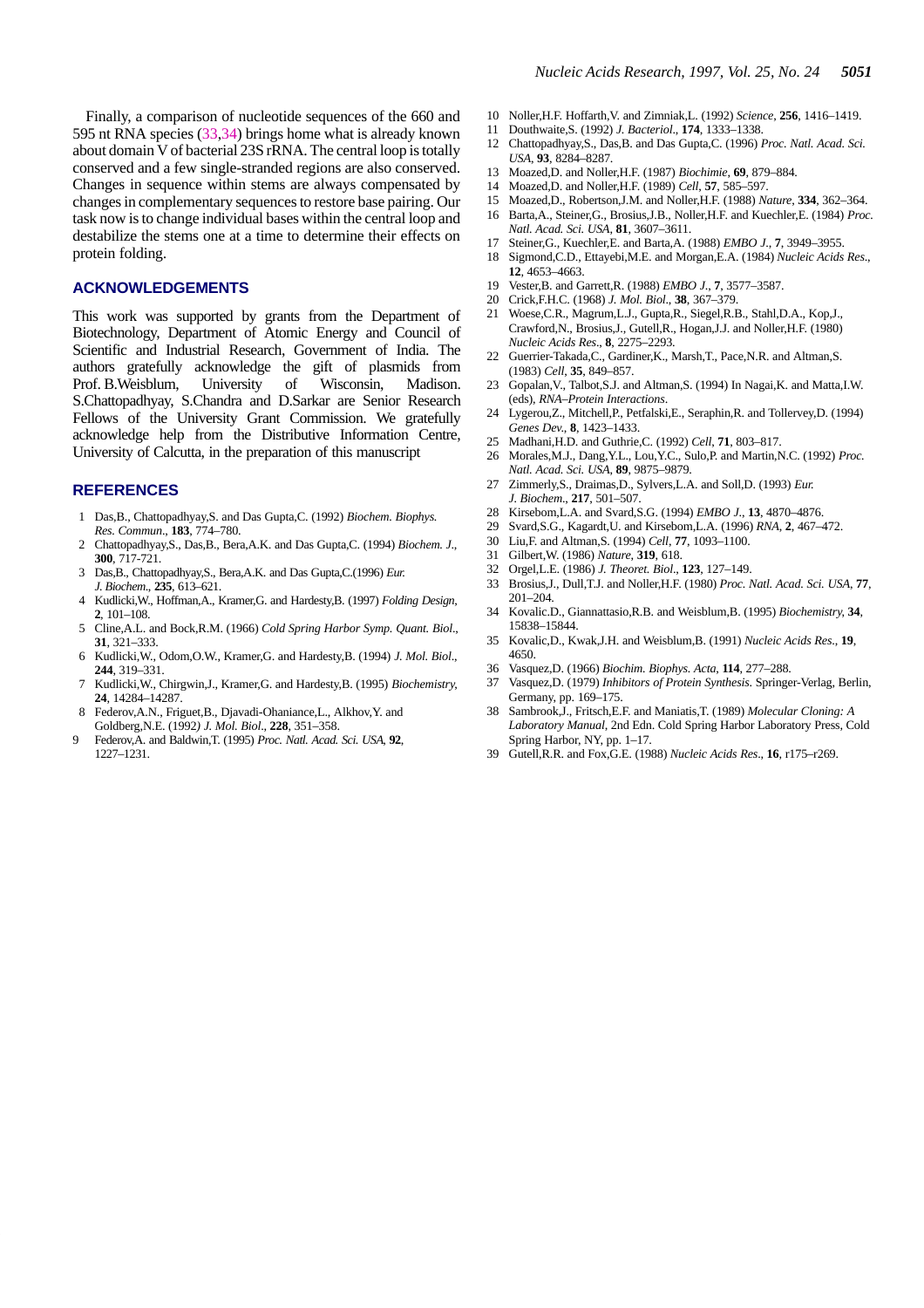Finally, a comparison of nucleotide sequences of the 660 and 595 nt RNA species (33,34) brings home what is already known about domain V of bacterial 23S rRNA. The central loop is totally conserved and a few single-stranded regions are also conserved. Changes in sequence within stems are always compensated by changes in complementary sequences to restore base pairing. Our task now is to change individual bases within the central loop and destabilize the stems one at a time to determine their effects on protein folding.

## ACKNOWLEDGEMENTS

This work was supported by grants from the Department of Biotechnology, Department of Atomic Energy and Council of Scientific and Industrial Research, Government of India. The authors gratefully acknowledge the gift of plasmids from Prof. B.Weisblum, University of Wisconsin, Madison. S.Chattopadhyay, S.Chandra and D.Sarkar are Senior Research Fellows of the University Grant Commission. We gratefully acknowledge help from the Distributive Information Centre, University of Calcutta, in the preparation of this manuscript

## REFERENCES

1. Das,B., Chattopadhyay,S. and Das Gupta,C. (1992) *Biochem. Biophys. Res. Commun*., **183**, 774–780.
2. Chattopadhyay,S., Das,B., Bera,A.K. and Das Gupta,C. (1994) *Biochem. J*., **300**, 717-721.
3. Das,B., Chattopadhyay,S., Bera,A.K. and Das Gupta,C.(1996) *Eur. J. Biochem*., **235**, 613–621.
4. Kudlicki,W., Hoffman,A., Kramer,G. and Hardesty,B. (1997) *Folding Design*, **2**, 101–108.
5. Cline,A.L. and Bock,R.M. (1966) *Cold Spring Harbor Symp. Quant. Biol*., **31**, 321–333.
6. Kudlicki,W., Odom,O.W., Kramer,G. and Hardesty,B. (1994) *J. Mol. Biol*., **244**, 319–331.
7. Kudlicki,W., Chirgwin,J., Kramer,G. and Hardesty,B. (1995) *Biochemistry*, **24**, 14284–14287.
8. Federov,A.N., Friguet,B., Djavadi-Ohaniance,L., Alkhov,Y. and Goldberg,N.E. (1992) *J. Mol. Biol*., **228**, 351–358.
9. Federov,A. and Baldwin,T. (1995) *Proc. Natl. Acad. Sci. USA*, **92**, 1227–1231.
10. Noller,H.F. Hoffarth,V. and Zimniak,L. (1992) *Science*, **256**, 1416–1419.
11. Douthwaite,S. (1992) *J. Bacteriol*., **174**, 1333–1338.
12. Chattopadhyay,S., Das,B. and Das Gupta,C. (1996) *Proc. Natl. Acad. Sci. USA*, **93**, 8284–8287.
13. Moazed,D. and Noller,H.F. (1987) *Biochimie*, **69**, 879–884.
14. Moazed,D. and Noller,H.F. (1989) *Cell*, **57**, 585–597.
15. Moazed,D., Robertson,J.M. and Noller,H.F. (1988) *Nature*, **334**, 362–364.
16. Barta,A., Steiner,G., Brosius,J.B., Noller,H.F. and Kuechler,E. (1984) *Proc. Natl. Acad. Sci. USA*, **81**, 3607–3611.
17. Steiner,G., Kuechler,E. and Barta,A. (1988) *EMBO J*., **7**, 3949–3955.
18. Sigmond,C.D., Ettayebi,M.E. and Morgan,E.A. (1984) *Nucleic Acids Res*., **12**, 4653–4663.
19. Vester,B. and Garrett,R. (1988) *EMBO J*., **7**, 3577–3587.
20. Crick,F.H.C. (1968) *J. Mol. Biol*., **38**, 367–379.
21. Woese,C.R., Magrum,L.J., Gupta,R., Siegel,R.B., Stahl,D.A., Kop,J., Crawford,N., Brosius,J., Gutell,R., Hogan,J.J. and Noller,H.F. (1980) *Nucleic Acids Res*., **8**, 2275–2293.
22. Guerrier-Takada,C., Gardiner,K., Marsh,T., Pace,N.R. and Altman,S. (1983) *Cell*, **35**, 849–857.
23. Gopalan,V., Talbot,S.J. and Altman,S. (1994) In Nagai,K. and Matta,I.W. (eds), *RNA–Protein Interactions*.
24. Lygerou,Z., Mitchell,P., Petfalski,E., Seraphin,R. and Tollervey,D. (1994) *Genes Dev.*, **8**, 1423–1433.
25. Madhani,H.D. and Guthrie,C. (1992) *Cell*, **71**, 803–817.
26. Morales,M.J., Dang,Y.L., Lou,Y.C., Sulo,P. and Martin,N.C. (1992) *Proc. Natl. Acad. Sci. USA*, **89**, 9875–9879.
27. Zimmerly,S., Draimas,D., Sylvers,L.A. and Soll,D. (1993) *Eur. J. Biochem*., **217**, 501–507.
28. Kirsebom,L.A. and Svard,S.G. (1994) *EMBO J*., **13**, 4870–4876.
29. Svard,S.G., Kagardt,U. and Kirsebom,L.A. (1996) *RNA*, **2**, 467–472.
30. Liu,F. and Altman,S. (1994) *Cell*, **77**, 1093–1100.
31. Gilbert,W. (1986) *Nature*, **319**, 618.
32. Orgel,L.E. (1986) *J. Theoret. Biol*., **123**, 127–149.
33. Brosius,J., Dull,T.J. and Noller,H.F. (1980) *Proc. Natl. Acad. Sci. USA*, **77**, 201–204.
34. Kovalic.D., Giannattasio,R.B. and Weisblum,B. (1995) *Biochemistry*, **34**, 15838–15844.
35. Kovalic,D., Kwak,J.H. and Weisblum,B. (1991) *Nucleic Acids Res*., **19**, 4650.
36. Vasquez,D. (1966) *Biochim. Biophys. Acta*, **114**, 277–288.
37. Vasquez,D. (1979) *Inhibitors of Protein Synthesis*. Springer-Verlag, Berlin, Germany, pp. 169–175.
38. Sambrook,J., Fritsch,E.F. and Maniatis,T. (1989) *Molecular Cloning: A Laboratory Manual*, 2nd Edn. Cold Spring Harbor Laboratory Press, Cold Spring Harbor, NY, pp. 1–17.
39. Gutell,R.R. and Fox,G.E. (1988) *Nucleic Acids Res*., **16**, r175–r269.